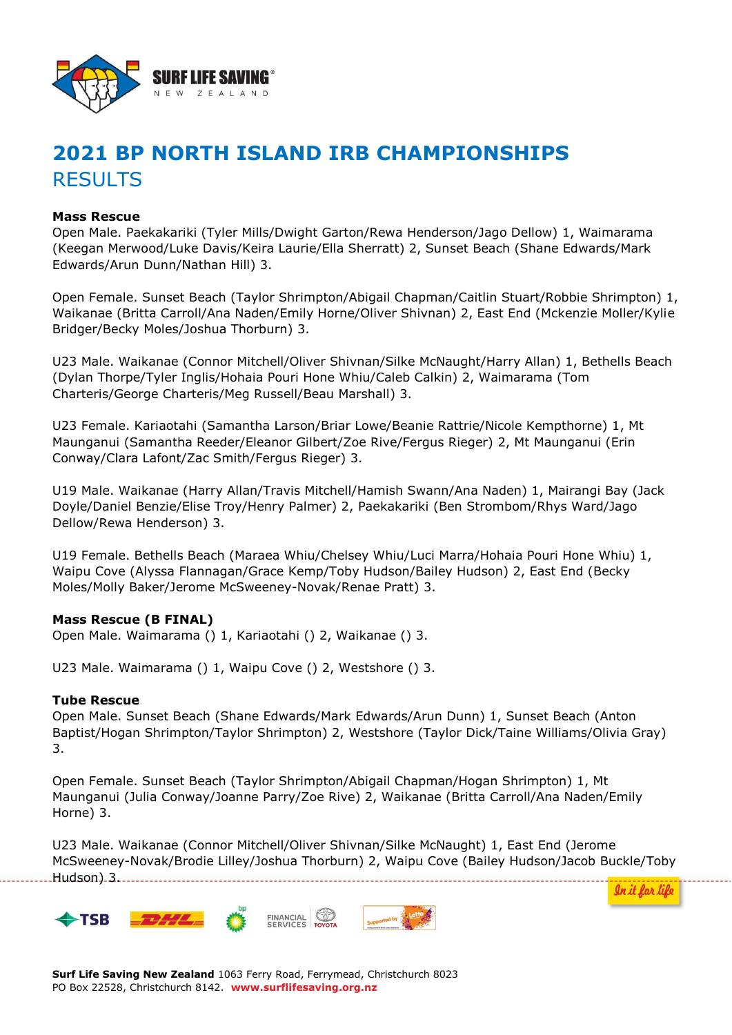# 2021 BP NORTH ISLAND IRB CHAMPIONSHIPS
## RESULTS

**Mass Rescue**

Open Male. Paekakariki (Tyler Mills/Dwight Garton/Rewa Henderson/Jago Dellow) 1, Waimarama (Keegan Merwood/Luke Davis/Keira Laurie/Ella Sherratt) 2, Sunset Beach (Shane Edwards/Mark Edwards/Arun Dunn/Nathan Hill) 3.

Open Female. Sunset Beach (Taylor Shrimpton/Abigail Chapman/Caitlin Stuart/Robbie Shrimpton) 1, Waikanae (Britta Carroll/Ana Naden/Emily Horne/Oliver Shivnan) 2, East End (Mckenzie Moller/Kylie Bridger/Becky Moles/Joshua Thorburn) 3.

U23 Male. Waikanae (Connor Mitchell/Oliver Shivnan/Silke McNaught/Harry Allan) 1, Bethells Beach (Dylan Thorpe/Tyler Inglis/Hohaia Pouri Hone Whiu/Caleb Calkin) 2, Waimarama (Tom Charteris/George Charteris/Meg Russell/Beau Marshall) 3.

U23 Female. Kariaotahi (Samantha Larson/Briar Lowe/Beanie Rattrie/Nicole Kempthorne) 1, Mt Maunganui (Samantha Reeder/Eleanor Gilbert/Zoe Rive/Fergus Rieger) 2, Mt Maunganui (Erin Conway/Clara Lafont/Zac Smith/Fergus Rieger) 3.

U19 Male. Waikanae (Harry Allan/Travis Mitchell/Hamish Swann/Ana Naden) 1, Mairangi Bay (Jack Doyle/Daniel Benzie/Elise Troy/Henry Palmer) 2, Paekakariki (Ben Strombom/Rhys Ward/Jago Dellow/Rewa Henderson) 3.

U19 Female. Bethells Beach (Maraea Whiu/Chelsey Whiu/Luci Marra/Hohaia Pouri Hone Whiu) 1, Waipu Cove (Alyssa Flannagan/Grace Kemp/Toby Hudson/Bailey Hudson) 2, East End (Becky Moles/Molly Baker/Jerome McSweeney-Novak/Renae Pratt) 3.

**Mass Rescue (B FINAL)**

Open Male. Waimarama () 1, Kariaotahi () 2, Waikanae () 3.

U23 Male. Waimarama () 1, Waipu Cove () 2, Westshore () 3.

**Tube Rescue**

Open Male. Sunset Beach (Shane Edwards/Mark Edwards/Arun Dunn) 1, Sunset Beach (Anton Baptist/Hogan Shrimpton/Taylor Shrimpton) 2, Westshore (Taylor Dick/Taine Williams/Olivia Gray) 3.

Open Female. Sunset Beach (Taylor Shrimpton/Abigail Chapman/Hogan Shrimpton) 1, Mt Maunganui (Julia Conway/Joanne Parry/Zoe Rive) 2, Waikanae (Britta Carroll/Ana Naden/Emily Horne) 3.

U23 Male. Waikanae (Connor Mitchell/Oliver Shivnan/Silke McNaught) 1, East End (Jerome McSweeney-Novak/Brodie Lilley/Joshua Thorburn) 2, Waipu Cove (Bailey Hudson/Jacob Buckle/Toby Hudson) 3.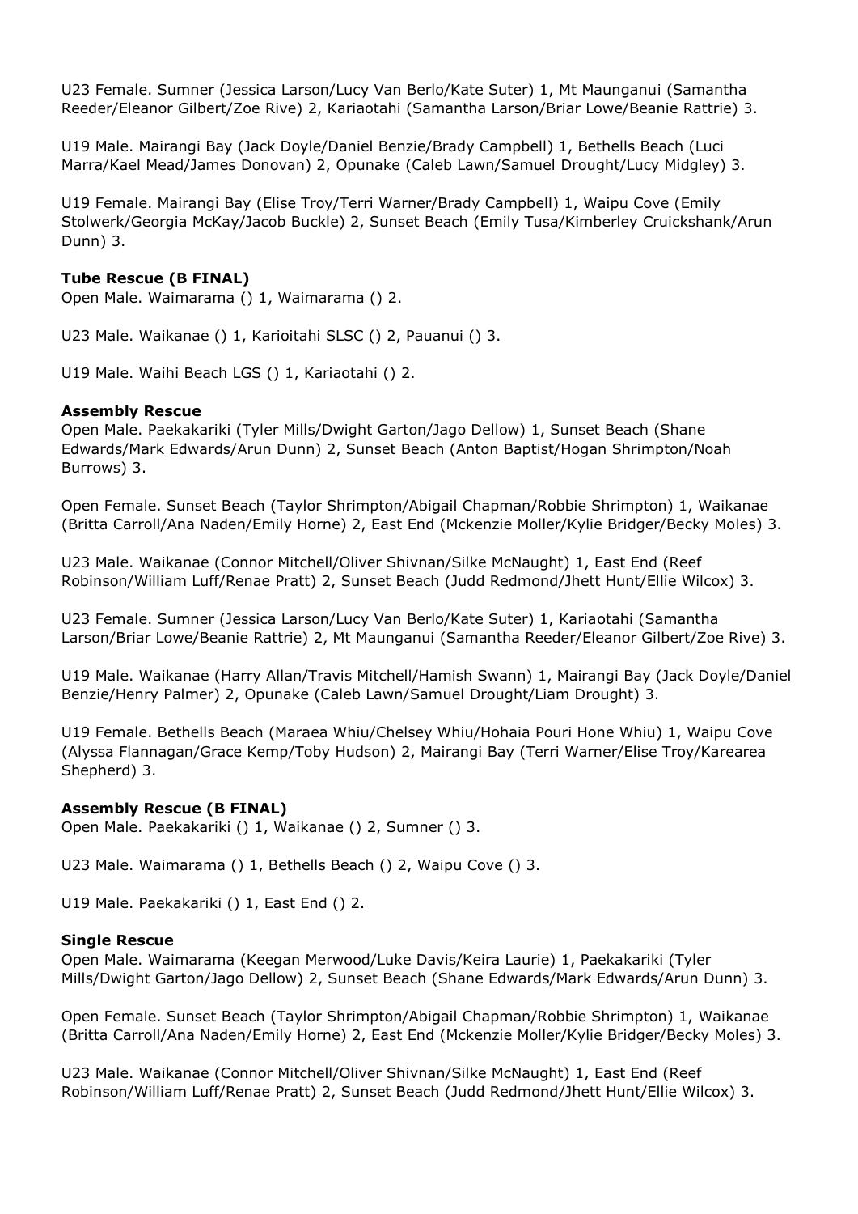U23 Female. Sumner (Jessica Larson/Lucy Van Berlo/Kate Suter) 1, Mt Maunganui (Samantha Reeder/Eleanor Gilbert/Zoe Rive) 2, Kariaotahi (Samantha Larson/Briar Lowe/Beanie Rattrie) 3.

U19 Male. Mairangi Bay (Jack Doyle/Daniel Benzie/Brady Campbell) 1, Bethells Beach (Luci Marra/Kael Mead/James Donovan) 2, Opunake (Caleb Lawn/Samuel Drought/Lucy Midgley) 3.

U19 Female. Mairangi Bay (Elise Troy/Terri Warner/Brady Campbell) 1, Waipu Cove (Emily Stolwerk/Georgia McKay/Jacob Buckle) 2, Sunset Beach (Emily Tusa/Kimberley Cruickshank/Arun Dunn) 3.

**Tube Rescue (B FINAL)**
Open Male. Waimarama () 1, Waimarama () 2.

U23 Male. Waikanae () 1, Karioitahi SLSC () 2, Pauanui () 3.

U19 Male. Waihi Beach LGS () 1, Kariaotahi () 2.

**Assembly Rescue**
Open Male. Paekakariki (Tyler Mills/Dwight Garton/Jago Dellow) 1, Sunset Beach (Shane Edwards/Mark Edwards/Arun Dunn) 2, Sunset Beach (Anton Baptist/Hogan Shrimpton/Noah Burrows) 3.

Open Female. Sunset Beach (Taylor Shrimpton/Abigail Chapman/Robbie Shrimpton) 1, Waikanae (Britta Carroll/Ana Naden/Emily Horne) 2, East End (Mckenzie Moller/Kylie Bridger/Becky Moles) 3.

U23 Male. Waikanae (Connor Mitchell/Oliver Shivnan/Silke McNaught) 1, East End (Reef Robinson/William Luff/Renae Pratt) 2, Sunset Beach (Judd Redmond/Jhett Hunt/Ellie Wilcox) 3.

U23 Female. Sumner (Jessica Larson/Lucy Van Berlo/Kate Suter) 1, Kariaotahi (Samantha Larson/Briar Lowe/Beanie Rattrie) 2, Mt Maunganui (Samantha Reeder/Eleanor Gilbert/Zoe Rive) 3.

U19 Male. Waikanae (Harry Allan/Travis Mitchell/Hamish Swann) 1, Mairangi Bay (Jack Doyle/Daniel Benzie/Henry Palmer) 2, Opunake (Caleb Lawn/Samuel Drought/Liam Drought) 3.

U19 Female. Bethells Beach (Maraea Whiu/Chelsey Whiu/Hohaia Pouri Hone Whiu) 1, Waipu Cove (Alyssa Flannagan/Grace Kemp/Toby Hudson) 2, Mairangi Bay (Terri Warner/Elise Troy/Karearea Shepherd) 3.

**Assembly Rescue (B FINAL)**
Open Male. Paekakariki () 1, Waikanae () 2, Sumner () 3.

U23 Male. Waimarama () 1, Bethells Beach () 2, Waipu Cove () 3.

U19 Male. Paekakariki () 1, East End () 2.

**Single Rescue**
Open Male. Waimarama (Keegan Merwood/Luke Davis/Keira Laurie) 1, Paekakariki (Tyler Mills/Dwight Garton/Jago Dellow) 2, Sunset Beach (Shane Edwards/Mark Edwards/Arun Dunn) 3.

Open Female. Sunset Beach (Taylor Shrimpton/Abigail Chapman/Robbie Shrimpton) 1, Waikanae (Britta Carroll/Ana Naden/Emily Horne) 2, East End (Mckenzie Moller/Kylie Bridger/Becky Moles) 3.

U23 Male. Waikanae (Connor Mitchell/Oliver Shivnan/Silke McNaught) 1, East End (Reef Robinson/William Luff/Renae Pratt) 2, Sunset Beach (Judd Redmond/Jhett Hunt/Ellie Wilcox) 3.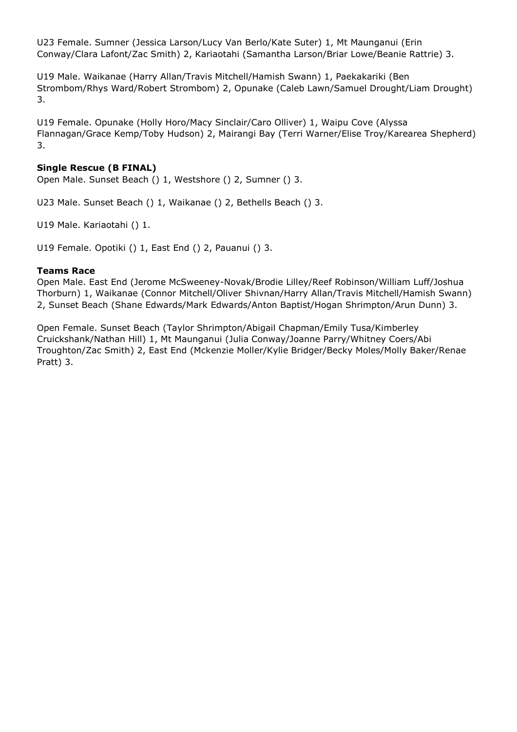U23 Female. Sumner (Jessica Larson/Lucy Van Berlo/Kate Suter) 1, Mt Maunganui (Erin Conway/Clara Lafont/Zac Smith) 2, Kariaotahi (Samantha Larson/Briar Lowe/Beanie Rattrie) 3.

U19 Male. Waikanae (Harry Allan/Travis Mitchell/Hamish Swann) 1, Paekakariki (Ben Strombom/Rhys Ward/Robert Strombom) 2, Opunake (Caleb Lawn/Samuel Drought/Liam Drought) 3.

U19 Female. Opunake (Holly Horo/Macy Sinclair/Caro Olliver) 1, Waipu Cove (Alyssa Flannagan/Grace Kemp/Toby Hudson) 2, Mairangi Bay (Terri Warner/Elise Troy/Karearea Shepherd) 3.

**Single Rescue (B FINAL)**
Open Male. Sunset Beach () 1, Westshore () 2, Sumner () 3.

U23 Male. Sunset Beach () 1, Waikanae () 2, Bethells Beach () 3.

U19 Male. Kariaotahi () 1.

U19 Female. Opotiki () 1, East End () 2, Pauanui () 3.

**Teams Race**
Open Male. East End (Jerome McSweeney-Novak/Brodie Lilley/Reef Robinson/William Luff/Joshua Thorburn) 1, Waikanae (Connor Mitchell/Oliver Shivnan/Harry Allan/Travis Mitchell/Hamish Swann) 2, Sunset Beach (Shane Edwards/Mark Edwards/Anton Baptist/Hogan Shrimpton/Arun Dunn) 3.

Open Female. Sunset Beach (Taylor Shrimpton/Abigail Chapman/Emily Tusa/Kimberley Cruickshank/Nathan Hill) 1, Mt Maunganui (Julia Conway/Joanne Parry/Whitney Coers/Abi Troughton/Zac Smith) 2, East End (Mckenzie Moller/Kylie Bridger/Becky Moles/Molly Baker/Renae Pratt) 3.